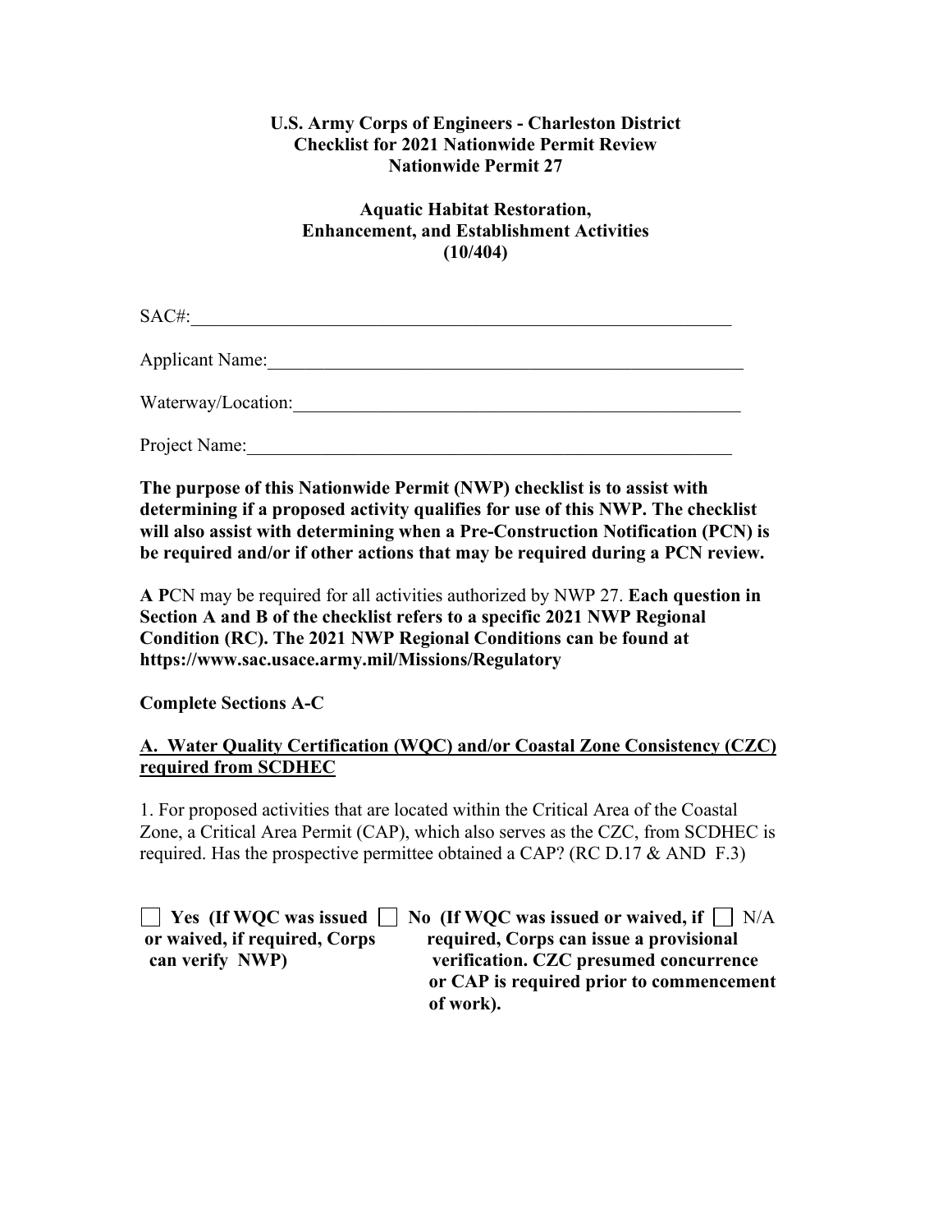**U.S. Army Corps of Engineers - Charleston District**
**Checklist for 2021 Nationwide Permit Review**
**Nationwide Permit 27**

**Aquatic Habitat Restoration,**
**Enhancement, and Establishment Activities**
**(10/404)**

SAC#:______________________________________________________________

Applicant Name:_____________________________________________________

Waterway/Location:__________________________________________________

Project Name:_______________________________________________________

**The purpose of this Nationwide Permit (NWP) checklist is to assist with determining if a proposed activity qualifies for use of this NWP. The checklist will also assist with determining when a Pre-Construction Notification (PCN) is be required and/or if other actions that may be required during a PCN review.**

**A P**CN may be required for all activities authorized by NWP 27. **Each question in Section A and B of the checklist refers to a specific 2021 NWP Regional Condition (RC). The 2021 NWP Regional Conditions can be found at https://www.sac.usace.army.mil/Missions/Regulatory**

**Complete Sections A-C**

**A. Water Quality Certification (WQC) and/or Coastal Zone Consistency (CZC) required from SCDHEC**

1. For proposed activities that are located within the Critical Area of the Coastal Zone, a Critical Area Permit (CAP), which also serves as the CZC, from SCDHEC is required. Has the prospective permittee obtained a CAP? (RC D.17 & AND F.3)

☐ **Yes (If WQC was issued or waived, if required, Corps can verify NWP)**

☐ **No (If WQC was issued or waived, if required, Corps can issue a provisional verification. CZC presumed concurrence or CAP is required prior to commencement of work).**

☐ N/A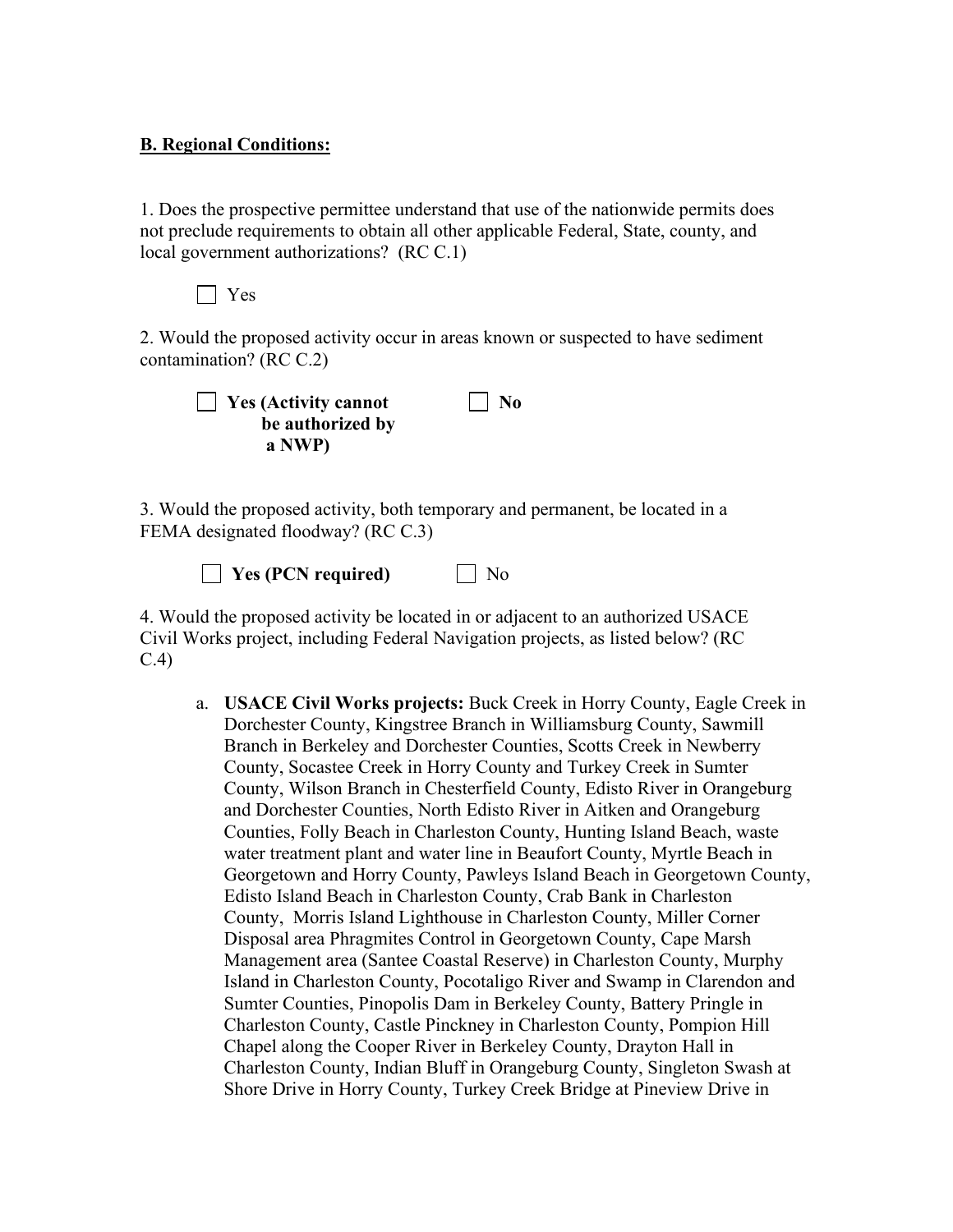**B. Regional Conditions:**

1. Does the prospective permittee understand that use of the nationwide permits does not preclude requirements to obtain all other applicable Federal, State, county, and local government authorizations? (RC C.1)

☐ Yes

2. Would the proposed activity occur in areas known or suspected to have sediment contamination? (RC C.2)

☐ **Yes (Activity cannot be authorized by a NWP)** ☐ **No**

3. Would the proposed activity, both temporary and permanent, be located in a FEMA designated floodway? (RC C.3)

☐ **Yes (PCN required)** ☐ No

4. Would the proposed activity be located in or adjacent to an authorized USACE Civil Works project, including Federal Navigation projects, as listed below? (RC C.4)

a. **USACE Civil Works projects:** Buck Creek in Horry County, Eagle Creek in Dorchester County, Kingstree Branch in Williamsburg County, Sawmill Branch in Berkeley and Dorchester Counties, Scotts Creek in Newberry County, Socastee Creek in Horry County and Turkey Creek in Sumter County, Wilson Branch in Chesterfield County, Edisto River in Orangeburg and Dorchester Counties, North Edisto River in Aitken and Orangeburg Counties, Folly Beach in Charleston County, Hunting Island Beach, waste water treatment plant and water line in Beaufort County, Myrtle Beach in Georgetown and Horry County, Pawleys Island Beach in Georgetown County, Edisto Island Beach in Charleston County, Crab Bank in Charleston County, Morris Island Lighthouse in Charleston County, Miller Corner Disposal area Phragmites Control in Georgetown County, Cape Marsh Management area (Santee Coastal Reserve) in Charleston County, Murphy Island in Charleston County, Pocotaligo River and Swamp in Clarendon and Sumter Counties, Pinopolis Dam in Berkeley County, Battery Pringle in Charleston County, Castle Pinckney in Charleston County, Pompion Hill Chapel along the Cooper River in Berkeley County, Drayton Hall in Charleston County, Indian Bluff in Orangeburg County, Singleton Swash at Shore Drive in Horry County, Turkey Creek Bridge at Pineview Drive in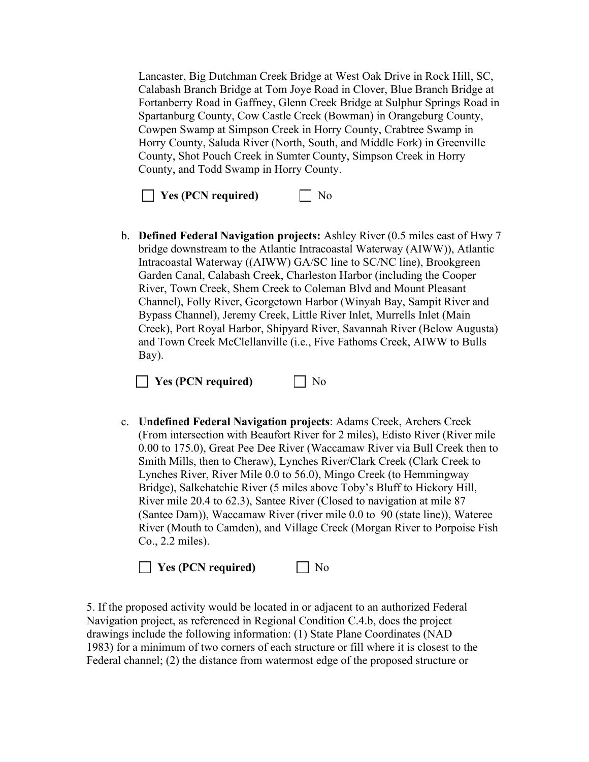Lancaster, Big Dutchman Creek Bridge at West Oak Drive in Rock Hill, SC, Calabash Branch Bridge at Tom Joye Road in Clover, Blue Branch Bridge at Fortanberry Road in Gaffney, Glenn Creek Bridge at Sulphur Springs Road in Spartanburg County, Cow Castle Creek (Bowman) in Orangeburg County, Cowpen Swamp at Simpson Creek in Horry County, Crabtree Swamp in Horry County, Saluda River (North, South, and Middle Fork) in Greenville County, Shot Pouch Creek in Sumter County, Simpson Creek in Horry County, and Todd Swamp in Horry County.

☐ **Yes (PCN required)** ☐ No

b. **Defined Federal Navigation projects:** Ashley River (0.5 miles east of Hwy 7 bridge downstream to the Atlantic Intracoastal Waterway (AIWW)), Atlantic Intracoastal Waterway ((AIWW) GA/SC line to SC/NC line), Brookgreen Garden Canal, Calabash Creek, Charleston Harbor (including the Cooper River, Town Creek, Shem Creek to Coleman Blvd and Mount Pleasant Channel), Folly River, Georgetown Harbor (Winyah Bay, Sampit River and Bypass Channel), Jeremy Creek, Little River Inlet, Murrells Inlet (Main Creek), Port Royal Harbor, Shipyard River, Savannah River (Below Augusta) and Town Creek McClellanville (i.e., Five Fathoms Creek, AIWW to Bulls Bay).

☐ **Yes (PCN required)** ☐ No

c. **Undefined Federal Navigation projects**: Adams Creek, Archers Creek (From intersection with Beaufort River for 2 miles), Edisto River (River mile 0.00 to 175.0), Great Pee Dee River (Waccamaw River via Bull Creek then to Smith Mills, then to Cheraw), Lynches River/Clark Creek (Clark Creek to Lynches River, River Mile 0.0 to 56.0), Mingo Creek (to Hemmingway Bridge), Salkehatchie River (5 miles above Toby's Bluff to Hickory Hill, River mile 20.4 to 62.3), Santee River (Closed to navigation at mile 87 (Santee Dam)), Waccamaw River (river mile 0.0 to 90 (state line)), Wateree River (Mouth to Camden), and Village Creek (Morgan River to Porpoise Fish Co., 2.2 miles).

☐ **Yes (PCN required)** ☐ No

5. If the proposed activity would be located in or adjacent to an authorized Federal Navigation project, as referenced in Regional Condition C.4.b, does the project drawings include the following information: (1) State Plane Coordinates (NAD 1983) for a minimum of two corners of each structure or fill where it is closest to the Federal channel; (2) the distance from watermost edge of the proposed structure or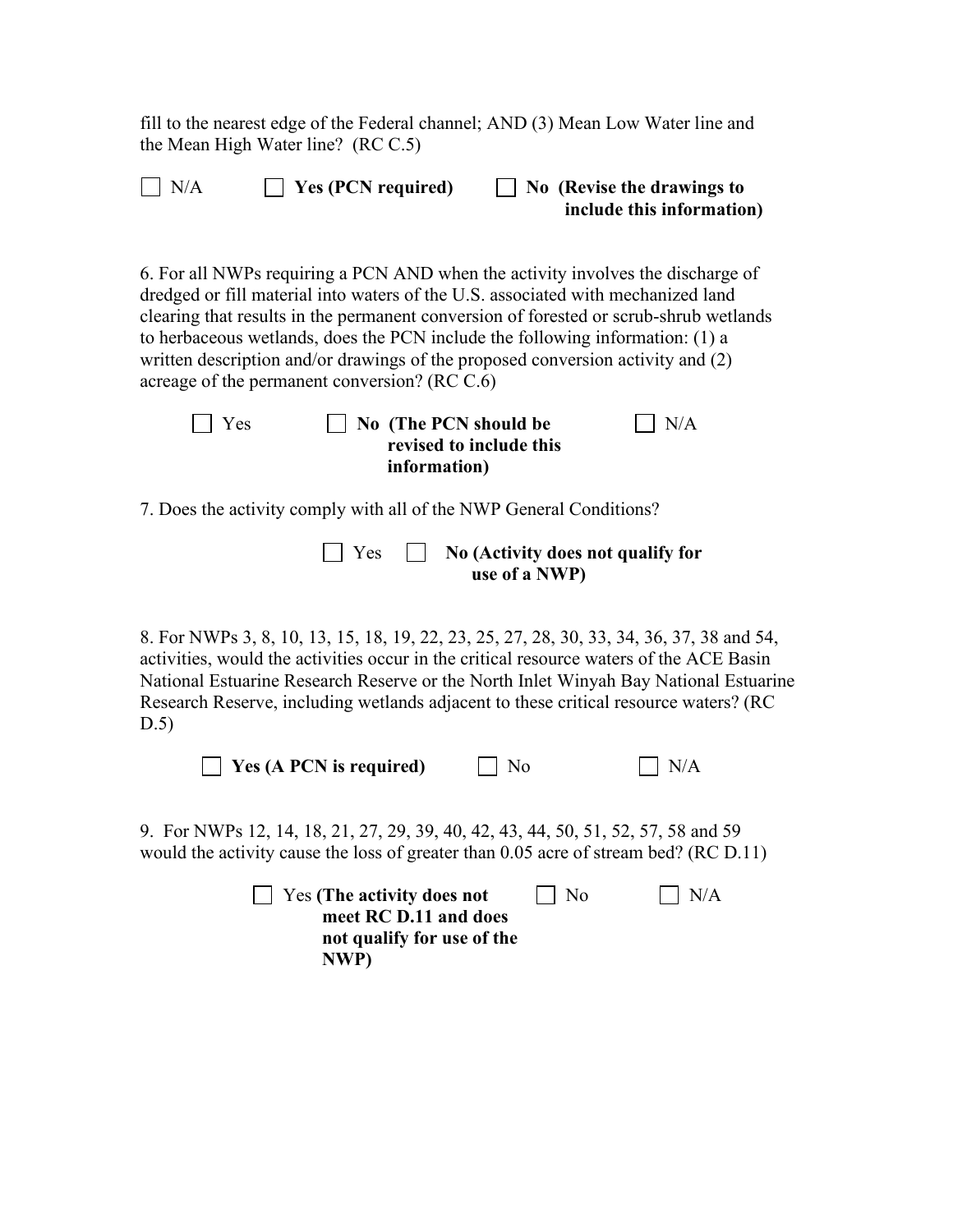fill to the nearest edge of the Federal channel; AND (3) Mean Low Water line and the Mean High Water line? (RC C.5)

☐ N/A ☐ **Yes (PCN required)** ☐ **No (Revise the drawings to include this information)**

6. For all NWPs requiring a PCN AND when the activity involves the discharge of dredged or fill material into waters of the U.S. associated with mechanized land clearing that results in the permanent conversion of forested or scrub-shrub wetlands to herbaceous wetlands, does the PCN include the following information: (1) a written description and/or drawings of the proposed conversion activity and (2) acreage of the permanent conversion? (RC C.6)

☐ Yes ☐ **No (The PCN should be revised to include this information)** ☐ N/A

7. Does the activity comply with all of the NWP General Conditions?

☐ Yes ☐ **No (Activity does not qualify for use of a NWP)**

8. For NWPs 3, 8, 10, 13, 15, 18, 19, 22, 23, 25, 27, 28, 30, 33, 34, 36, 37, 38 and 54, activities, would the activities occur in the critical resource waters of the ACE Basin National Estuarine Research Reserve or the North Inlet Winyah Bay National Estuarine Research Reserve, including wetlands adjacent to these critical resource waters? (RC D.5)

☐ **Yes (A PCN is required)** ☐ No ☐ N/A

9. For NWPs 12, 14, 18, 21, 27, 29, 39, 40, 42, 43, 44, 50, 51, 52, 57, 58 and 59 would the activity cause the loss of greater than 0.05 acre of stream bed? (RC D.11)

☐ Yes **(The activity does not meet RC D.11 and does not qualify for use of the NWP)** ☐ No ☐ N/A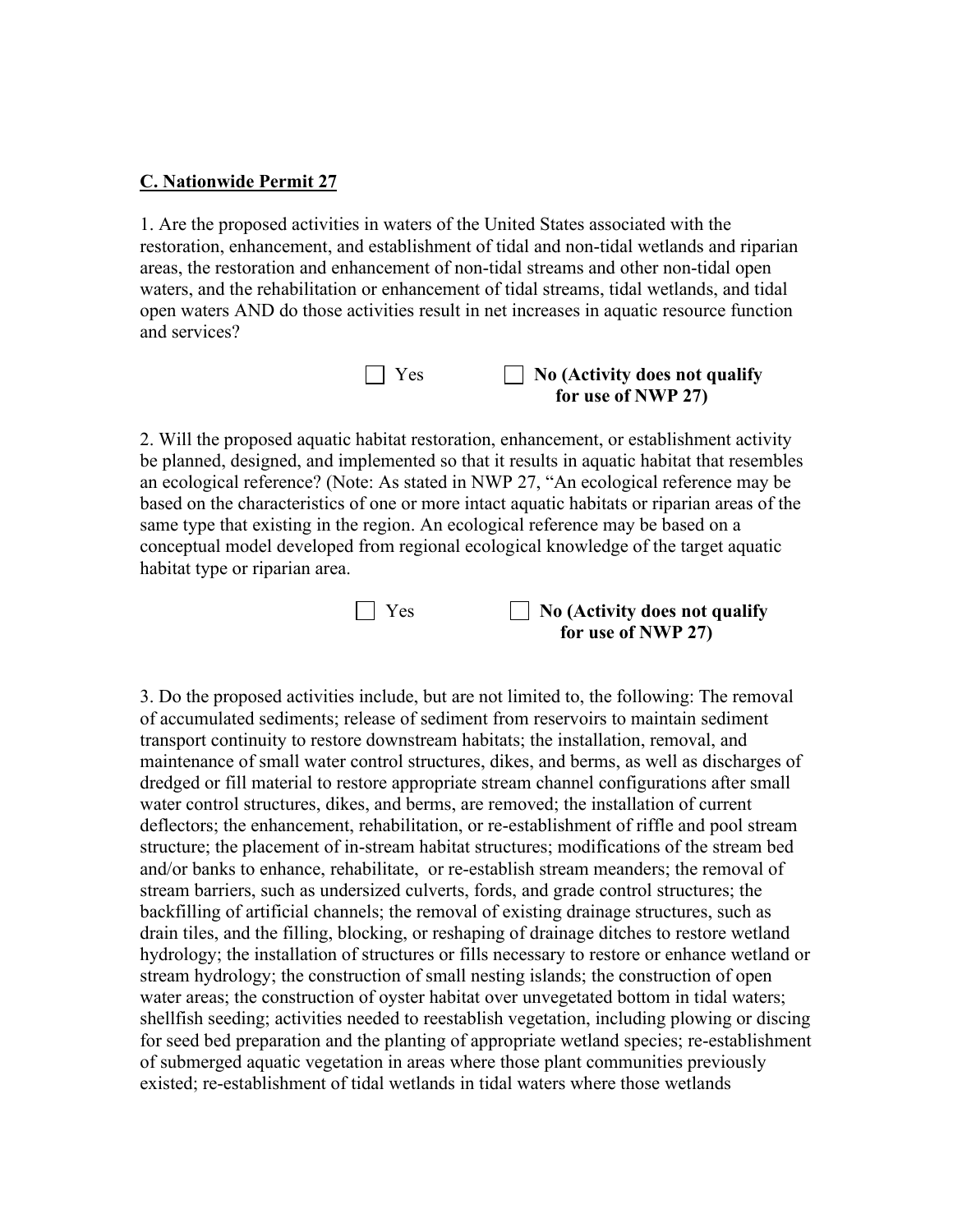**C. Nationwide Permit 27**

1. Are the proposed activities in waters of the United States associated with the restoration, enhancement, and establishment of tidal and non-tidal wetlands and riparian areas, the restoration and enhancement of non-tidal streams and other non-tidal open waters, and the rehabilitation or enhancement of tidal streams, tidal wetlands, and tidal open waters AND do those activities result in net increases in aquatic resource function and services?

☐ Yes ☐ **No (Activity does not qualify for use of NWP 27)**

2. Will the proposed aquatic habitat restoration, enhancement, or establishment activity be planned, designed, and implemented so that it results in aquatic habitat that resembles an ecological reference? (Note: As stated in NWP 27, "An ecological reference may be based on the characteristics of one or more intact aquatic habitats or riparian areas of the same type that existing in the region. An ecological reference may be based on a conceptual model developed from regional ecological knowledge of the target aquatic habitat type or riparian area.

☐ Yes ☐ **No (Activity does not qualify for use of NWP 27)**

3. Do the proposed activities include, but are not limited to, the following: The removal of accumulated sediments; release of sediment from reservoirs to maintain sediment transport continuity to restore downstream habitats; the installation, removal, and maintenance of small water control structures, dikes, and berms, as well as discharges of dredged or fill material to restore appropriate stream channel configurations after small water control structures, dikes, and berms, are removed; the installation of current deflectors; the enhancement, rehabilitation, or re-establishment of riffle and pool stream structure; the placement of in-stream habitat structures; modifications of the stream bed and/or banks to enhance, rehabilitate, or re-establish stream meanders; the removal of stream barriers, such as undersized culverts, fords, and grade control structures; the backfilling of artificial channels; the removal of existing drainage structures, such as drain tiles, and the filling, blocking, or reshaping of drainage ditches to restore wetland hydrology; the installation of structures or fills necessary to restore or enhance wetland or stream hydrology; the construction of small nesting islands; the construction of open water areas; the construction of oyster habitat over unvegetated bottom in tidal waters; shellfish seeding; activities needed to reestablish vegetation, including plowing or discing for seed bed preparation and the planting of appropriate wetland species; re-establishment of submerged aquatic vegetation in areas where those plant communities previously existed; re-establishment of tidal wetlands in tidal waters where those wetlands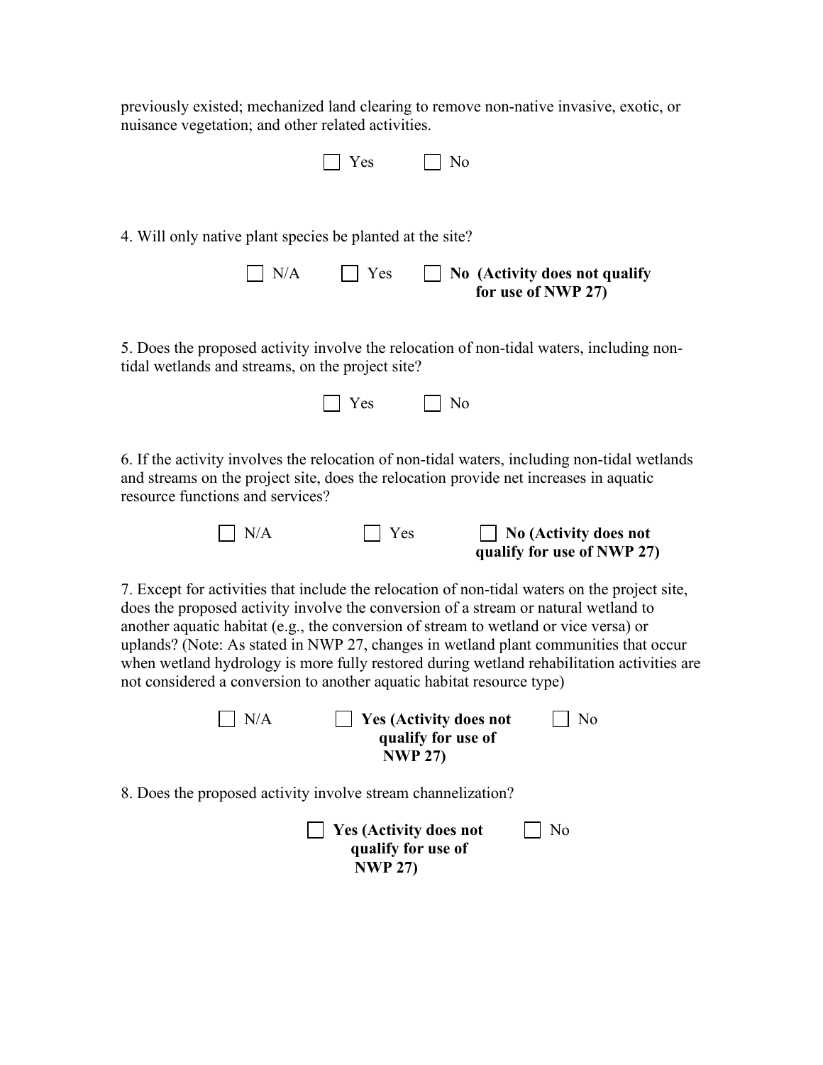previously existed; mechanized land clearing to remove non-native invasive, exotic, or nuisance vegetation; and other related activities.

☐ Yes ☐ No

4. Will only native plant species be planted at the site?

☐ N/A ☐ Yes ☐ **No (Activity does not qualify for use of NWP 27)**

5. Does the proposed activity involve the relocation of non-tidal waters, including non-tidal wetlands and streams, on the project site?

☐ Yes ☐ No

6. If the activity involves the relocation of non-tidal waters, including non-tidal wetlands and streams on the project site, does the relocation provide net increases in aquatic resource functions and services?

☐ N/A ☐ Yes ☐ **No (Activity does not qualify for use of NWP 27)**

7. Except for activities that include the relocation of non-tidal waters on the project site, does the proposed activity involve the conversion of a stream or natural wetland to another aquatic habitat (e.g., the conversion of stream to wetland or vice versa) or uplands? (Note: As stated in NWP 27, changes in wetland plant communities that occur when wetland hydrology is more fully restored during wetland rehabilitation activities are not considered a conversion to another aquatic habitat resource type)

☐ N/A ☐ **Yes (Activity does not qualify for use of NWP 27)** ☐ No

8. Does the proposed activity involve stream channelization?

☐ **Yes (Activity does not qualify for use of NWP 27)** ☐ No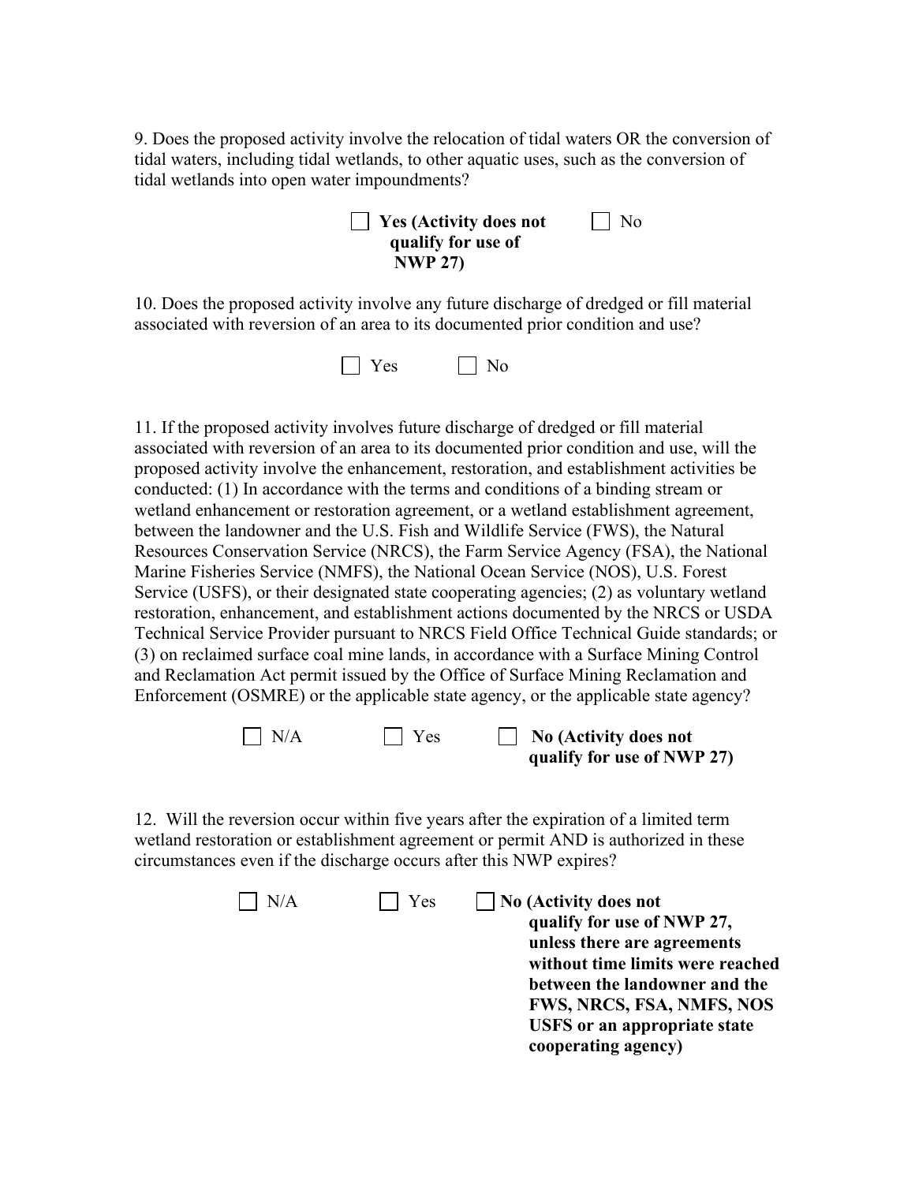9. Does the proposed activity involve the relocation of tidal waters OR the conversion of tidal waters, including tidal wetlands, to other aquatic uses, such as the conversion of tidal wetlands into open water impoundments?

☐ **Yes (Activity does not qualify for use of NWP 27)** ☐ No

10. Does the proposed activity involve any future discharge of dredged or fill material associated with reversion of an area to its documented prior condition and use?

☐ Yes ☐ No

11. If the proposed activity involves future discharge of dredged or fill material associated with reversion of an area to its documented prior condition and use, will the proposed activity involve the enhancement, restoration, and establishment activities be conducted: (1) In accordance with the terms and conditions of a binding stream or wetland enhancement or restoration agreement, or a wetland establishment agreement, between the landowner and the U.S. Fish and Wildlife Service (FWS), the Natural Resources Conservation Service (NRCS), the Farm Service Agency (FSA), the National Marine Fisheries Service (NMFS), the National Ocean Service (NOS), U.S. Forest Service (USFS), or their designated state cooperating agencies; (2) as voluntary wetland restoration, enhancement, and establishment actions documented by the NRCS or USDA Technical Service Provider pursuant to NRCS Field Office Technical Guide standards; or (3) on reclaimed surface coal mine lands, in accordance with a Surface Mining Control and Reclamation Act permit issued by the Office of Surface Mining Reclamation and Enforcement (OSMRE) or the applicable state agency, or the applicable state agency?

☐ N/A ☐ Yes ☐ **No (Activity does not qualify for use of NWP 27)**

12. Will the reversion occur within five years after the expiration of a limited term wetland restoration or establishment agreement or permit AND is authorized in these circumstances even if the discharge occurs after this NWP expires?

☐ N/A ☐ Yes ☐ **No (Activity does not qualify for use of NWP 27, unless there are agreements without time limits were reached between the landowner and the FWS, NRCS, FSA, NMFS, NOS USFS or an appropriate state cooperating agency)**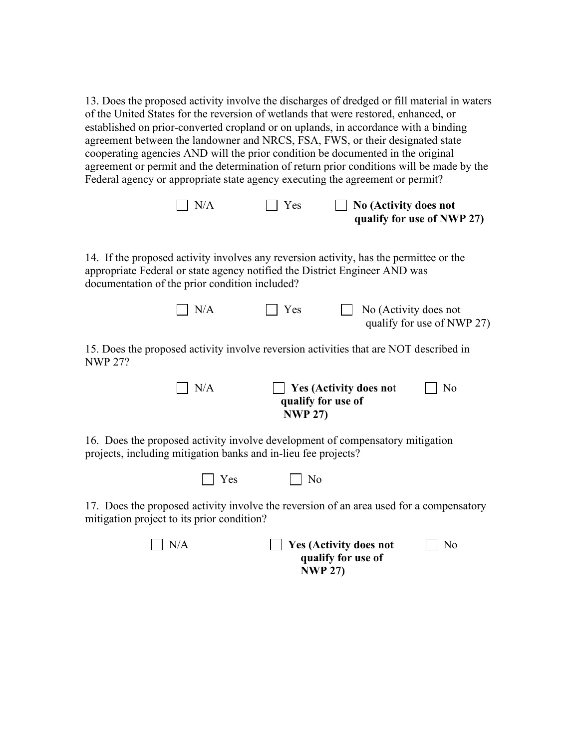13. Does the proposed activity involve the discharges of dredged or fill material in waters of the United States for the reversion of wetlands that were restored, enhanced, or established on prior-converted cropland or on uplands, in accordance with a binding agreement between the landowner and NRCS, FSA, FWS, or their designated state cooperating agencies AND will the prior condition be documented in the original agreement or permit and the determination of return prior conditions will be made by the Federal agency or appropriate state agency executing the agreement or permit?

☐ N/A ☐ Yes ☐ **No (Activity does not qualify for use of NWP 27)**

14. If the proposed activity involves any reversion activity, has the permittee or the appropriate Federal or state agency notified the District Engineer AND was documentation of the prior condition included?

☐ N/A ☐ Yes ☐ No (Activity does not qualify for use of NWP 27)

15. Does the proposed activity involve reversion activities that are NOT described in NWP 27?

☐ N/A ☐ **Yes (Activity does not qualify for use of NWP 27)** ☐ No

16. Does the proposed activity involve development of compensatory mitigation projects, including mitigation banks and in-lieu fee projects?

☐ Yes ☐ No

17. Does the proposed activity involve the reversion of an area used for a compensatory mitigation project to its prior condition?

☐ N/A ☐ **Yes (Activity does not qualify for use of NWP 27)** ☐ No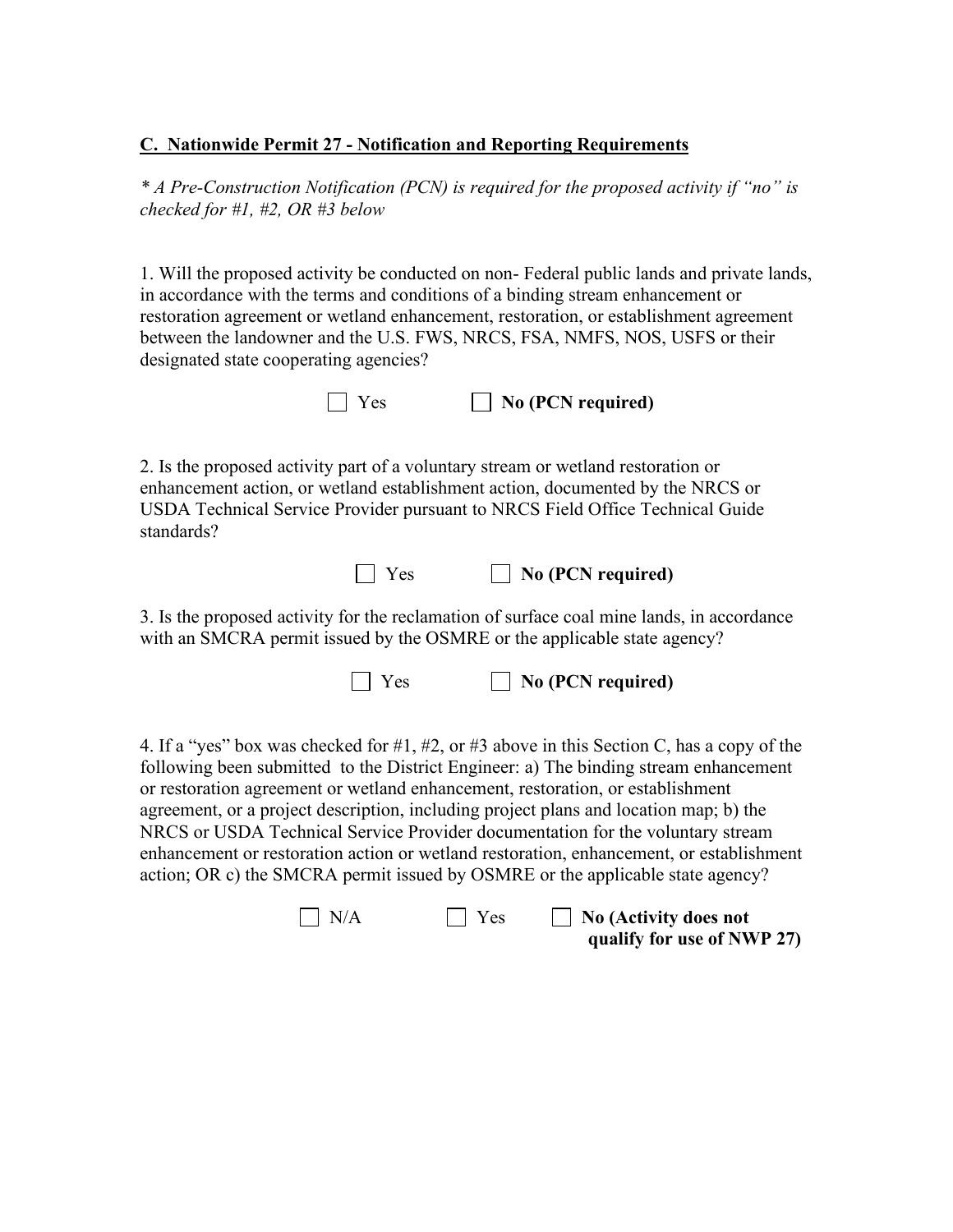**C. Nationwide Permit 27 - Notification and Reporting Requirements**

*\* A Pre-Construction Notification (PCN) is required for the proposed activity if "no" is checked for #1, #2, OR #3 below*

1. Will the proposed activity be conducted on non- Federal public lands and private lands, in accordance with the terms and conditions of a binding stream enhancement or restoration agreement or wetland enhancement, restoration, or establishment agreement between the landowner and the U.S. FWS, NRCS, FSA, NMFS, NOS, USFS or their designated state cooperating agencies?

☐ Yes ☐ **No (PCN required)**

2. Is the proposed activity part of a voluntary stream or wetland restoration or enhancement action, or wetland establishment action, documented by the NRCS or USDA Technical Service Provider pursuant to NRCS Field Office Technical Guide standards?

☐ Yes ☐ **No (PCN required)**

3. Is the proposed activity for the reclamation of surface coal mine lands, in accordance with an SMCRA permit issued by the OSMRE or the applicable state agency?

☐ Yes ☐ **No (PCN required)**

4. If a "yes" box was checked for #1, #2, or #3 above in this Section C, has a copy of the following been submitted to the District Engineer: a) The binding stream enhancement or restoration agreement or wetland enhancement, restoration, or establishment agreement, or a project description, including project plans and location map; b) the NRCS or USDA Technical Service Provider documentation for the voluntary stream enhancement or restoration action or wetland restoration, enhancement, or establishment action; OR c) the SMCRA permit issued by OSMRE or the applicable state agency?

☐ N/A ☐ Yes ☐ **No (Activity does not qualify for use of NWP 27)**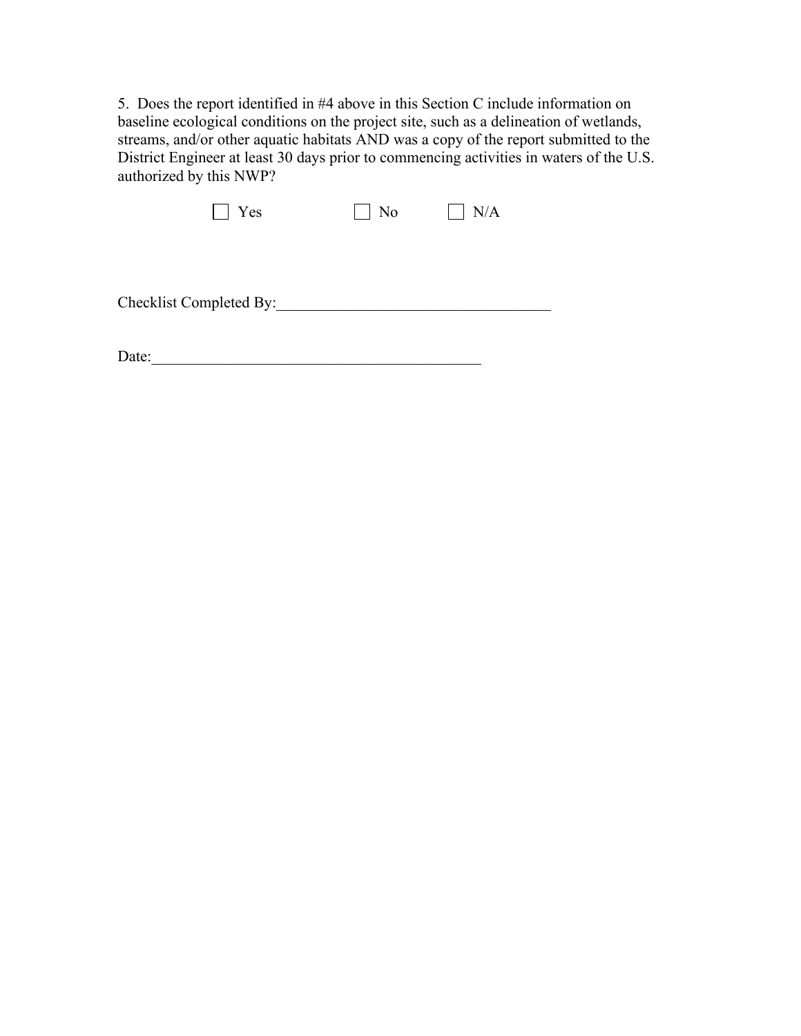5. Does the report identified in #4 above in this Section C include information on baseline ecological conditions on the project site, such as a delineation of wetlands, streams, and/or other aquatic habitats AND was a copy of the report submitted to the District Engineer at least 30 days prior to commencing activities in waters of the U.S. authorized by this NWP?

☐ Yes ☐ No ☐ N/A

Checklist Completed By:___________________________________

Date:___________________________________________